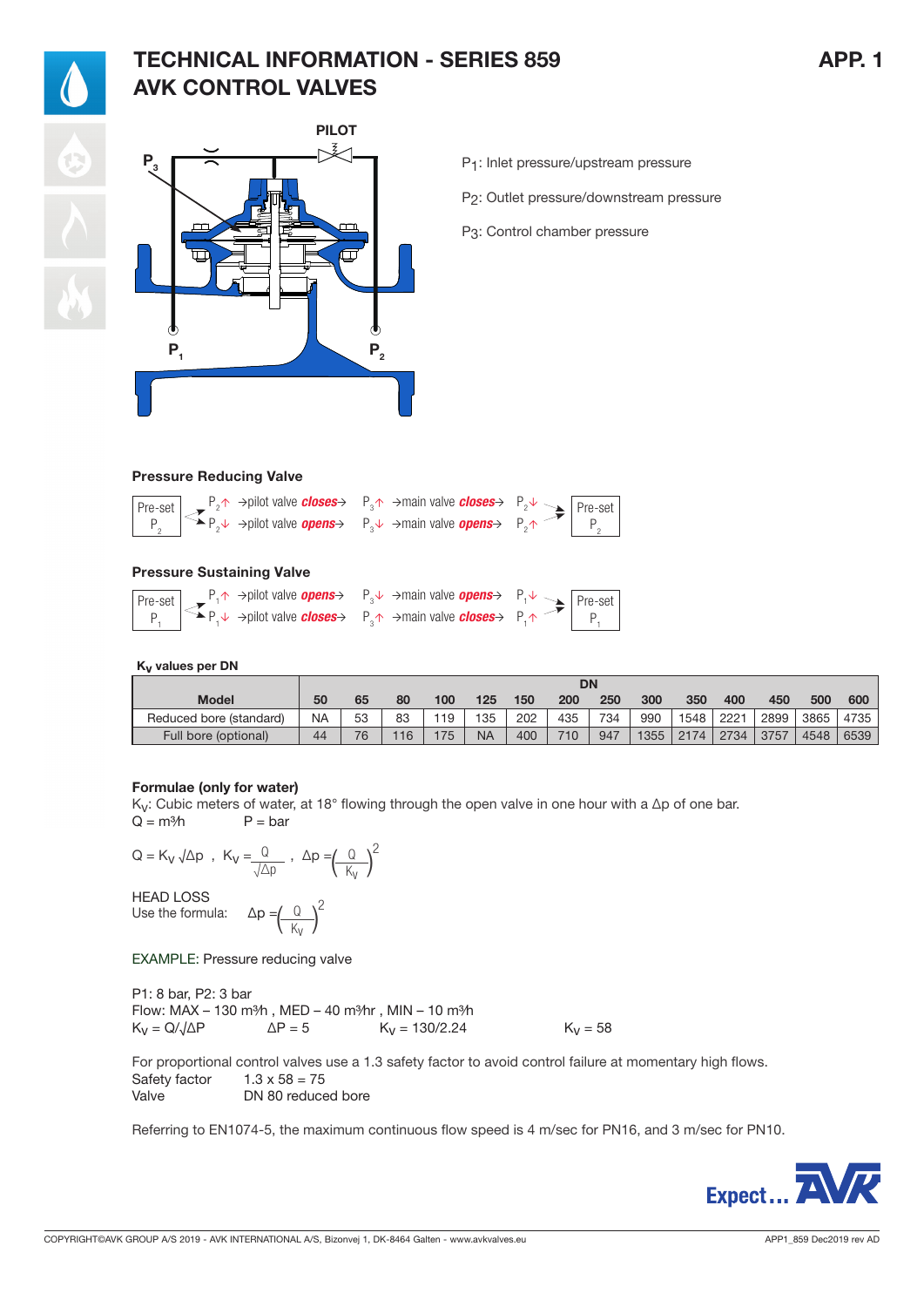# TECHNICAL INFORMATION - SERIES 859
# AVK CONTROL VALVES

APP. 1

PILOT

$P_3$

$P_1$

$P_2$

$P_1$: Inlet pressure/upstream pressure

$P_2$: Outlet pressure/downstream pressure

$P_3$: Control chamber pressure

### Pressure Reducing Valve

Pre-set $P_2$ → $P_2$↑ →pilot valve ***closes***→ $P_3$↑ →main valve ***closes***→ $P_2$↓ → Pre-set $P_2$

Pre-set $P_2$ → $P_2$↓ →pilot valve ***opens***→ $P_3$↓ →main valve ***opens***→ $P_2$↑ → Pre-set $P_2$

### Pressure Sustaining Valve

Pre-set $P_1$ → $P_1$↑ →pilot valve ***opens***→ $P_3$↓ →main valve ***opens***→ $P_1$↓ → Pre-set $P_1$

Pre-set $P_1$ → $P_1$↓ →pilot valve ***closes***→ $P_3$↑ →main valve ***closes***→ $P_1$↑ → Pre-set $P_1$

### $K_V$ values per DN

| Model | DN | | | | | | | | | | | | | | |
|---|---|---|---|---|---|---|---|---|---|---|---|---|---|---|---|
| | 50 | 65 | 80 | 100 | 125 | 150 | 200 | 250 | 300 | 350 | 400 | 450 | 500 | 600 |
| Reduced bore (standard) | NA | 53 | 83 | 119 | 135 | 202 | 435 | 734 | 990 | 1548 | 2221 | 2899 | 3865 | 4735 |
| Full bore (optional) | 44 | 76 | 116 | 175 | NA | 400 | 710 | 947 | 1355 | 2174 | 2734 | 3757 | 4548 | 6539 |

### Formulae (only for water)

$K_V$: Cubic meters of water, at 18° flowing through the open valve in one hour with a Δp of one bar.

Q = m³/h    P = bar

$$Q = K_V \sqrt{\Delta p}\ ,\quad K_V = \frac{Q}{\sqrt{\Delta p}}\ ,\quad \Delta p = \left(\frac{Q}{K_V}\right)^2$$

HEAD LOSS

Use the formula: $\Delta p = \left(\frac{Q}{K_V}\right)^2$

EXAMPLE: Pressure reducing valve

P1: 8 bar, P2: 3 bar

Flow: MAX – 130 m³/h , MED – 40 m³/hr , MIN – 10 m³/h

$K_V = Q/\sqrt{\Delta P}$    ΔP = 5    $K_V$ = 130/2.24    $K_V$ = 58

For proportional control valves use a 1.3 safety factor to avoid control failure at momentary high flows.

Safety factor    1.3 x 58 = 75

Valve    DN 80 reduced bore

Referring to EN1074-5, the maximum continuous flow speed is 4 m/sec for PN16, and 3 m/sec for PN10.

Expect... AVK

COPYRIGHT©AVK GROUP A/S 2019 - AVK INTERNATIONAL A/S, Bizonvej 1, DK-8464 Galten - www.avkvalves.eu

APP1_859 Dec2019 rev AD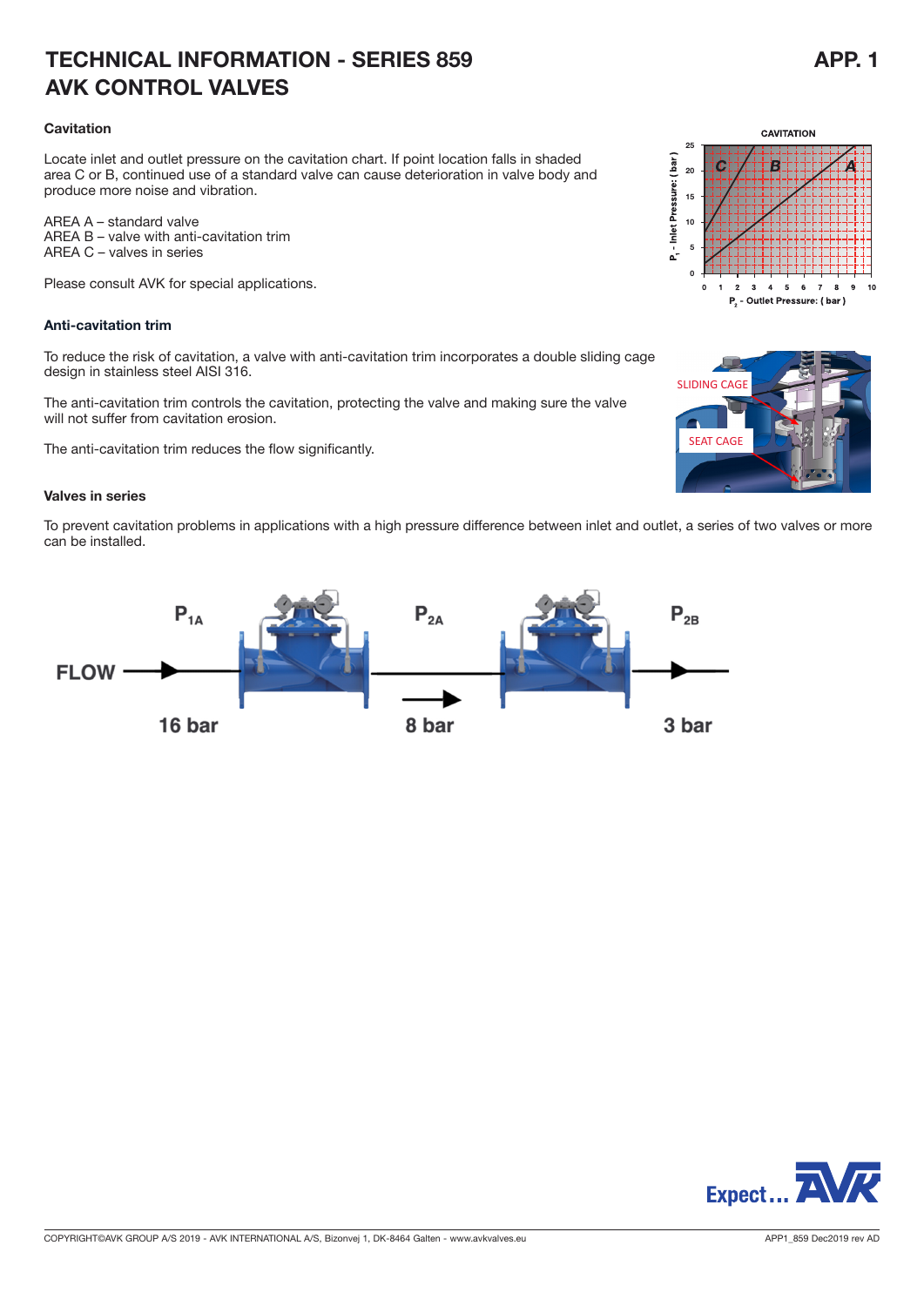# TECHNICAL INFORMATION - SERIES 859
# AVK CONTROL VALVES

APP. 1

### Cavitation

Locate inlet and outlet pressure on the cavitation chart. If point location falls in shaded area C or B, continued use of a standard valve can cause deterioration in valve body and produce more noise and vibration.

AREA A – standard valve
AREA B – valve with anti-cavitation trim
AREA C – valves in series

Please consult AVK for special applications.

CAVITATION

$P_1$ - Inlet Pressure: ( bar )

0 5 10 15 20 25

C B A

0 1 2 3 4 5 6 7 8 9 10

$P_2$ - Outlet Pressure: ( bar )

### Anti-cavitation trim

To reduce the risk of cavitation, a valve with anti-cavitation trim incorporates a double sliding cage design in stainless steel AISI 316.

The anti-cavitation trim controls the cavitation, protecting the valve and making sure the valve will not suffer from cavitation erosion.

The anti-cavitation trim reduces the flow significantly.

SLIDING CAGE

SEAT CAGE

### Valves in series

To prevent cavitation problems in applications with a high pressure difference between inlet and outlet, a series of two valves or more can be installed.

FLOW

$P_{1A}$ 16 bar

$P_{2A}$ 8 bar

$P_{2B}$ 3 bar

COPYRIGHT©AVK GROUP A/S 2019 - AVK INTERNATIONAL A/S, Bizonvej 1, DK-8464 Galten - www.avkvalves.eu

APP1_859 Dec2019 rev AD